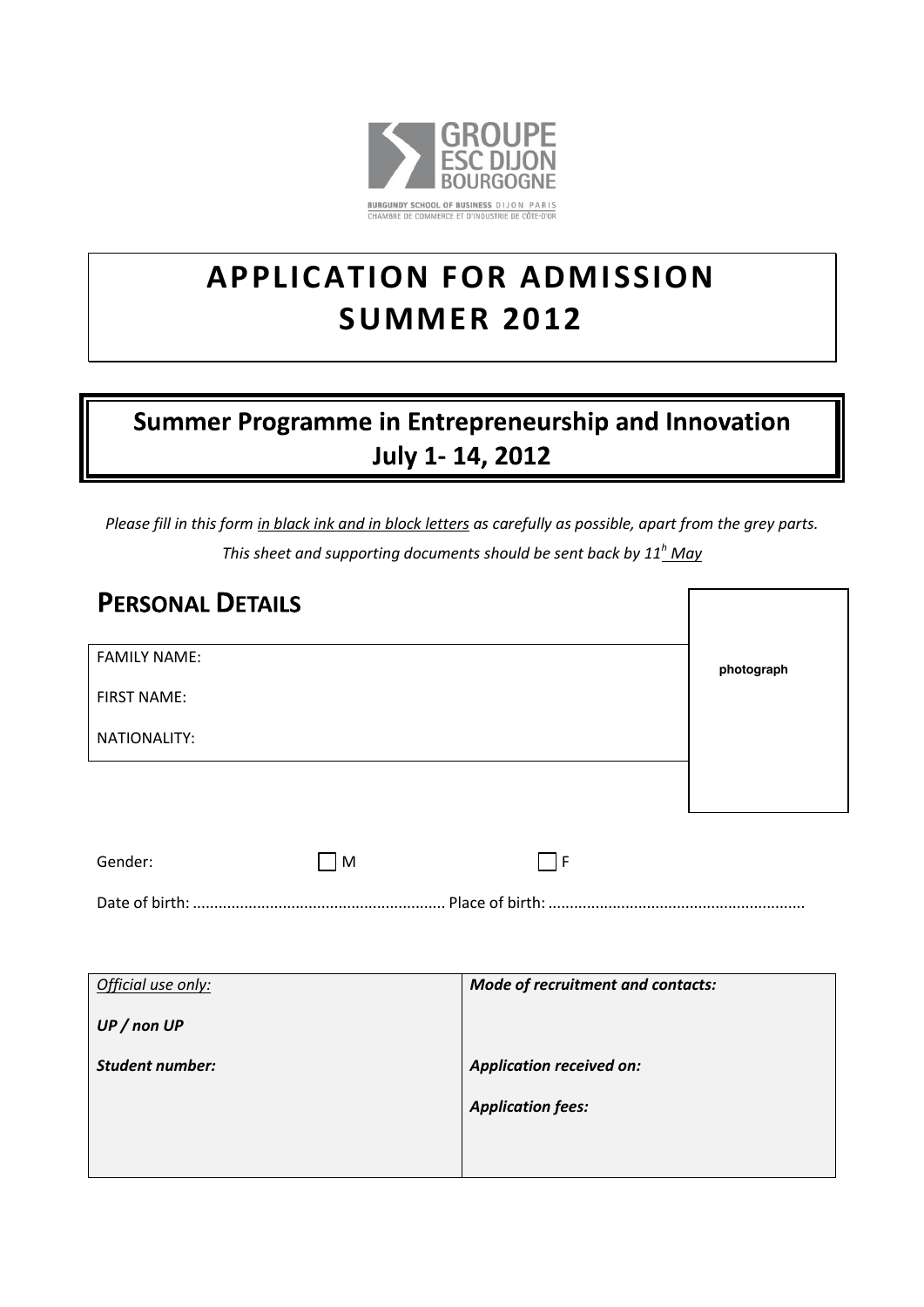GROUPE ESC DIJON BOURGOGNE

BURGUNDY SCHOOL OF BUSINESS DIJON PARIS
CHAMBRE DE COMMERCE ET D'INDUSTRIE DE CÔTE-D'OR

# APPLICATION FOR ADMISSION SUMMER 2012

## Summer Programme in Entrepreneurship and Innovation July 1- 14, 2012

*Please fill in this form in black ink and in block letters as carefully as possible, apart from the grey parts.*

*This sheet and supporting documents should be sent back by 11h May*

## PERSONAL DETAILS

FAMILY NAME:

FIRST NAME:

NATIONALITY:

photograph

Gender: ☐ M ☐ F

Date of birth: ........................................................ Place of birth: ........................................................

| *Official use only:* | ***Mode of recruitment and contacts:*** |
|---|---|
| ***UP / non UP*** | |
| ***Student number:*** | ***Application received on:*** |
| | ***Application fees:*** |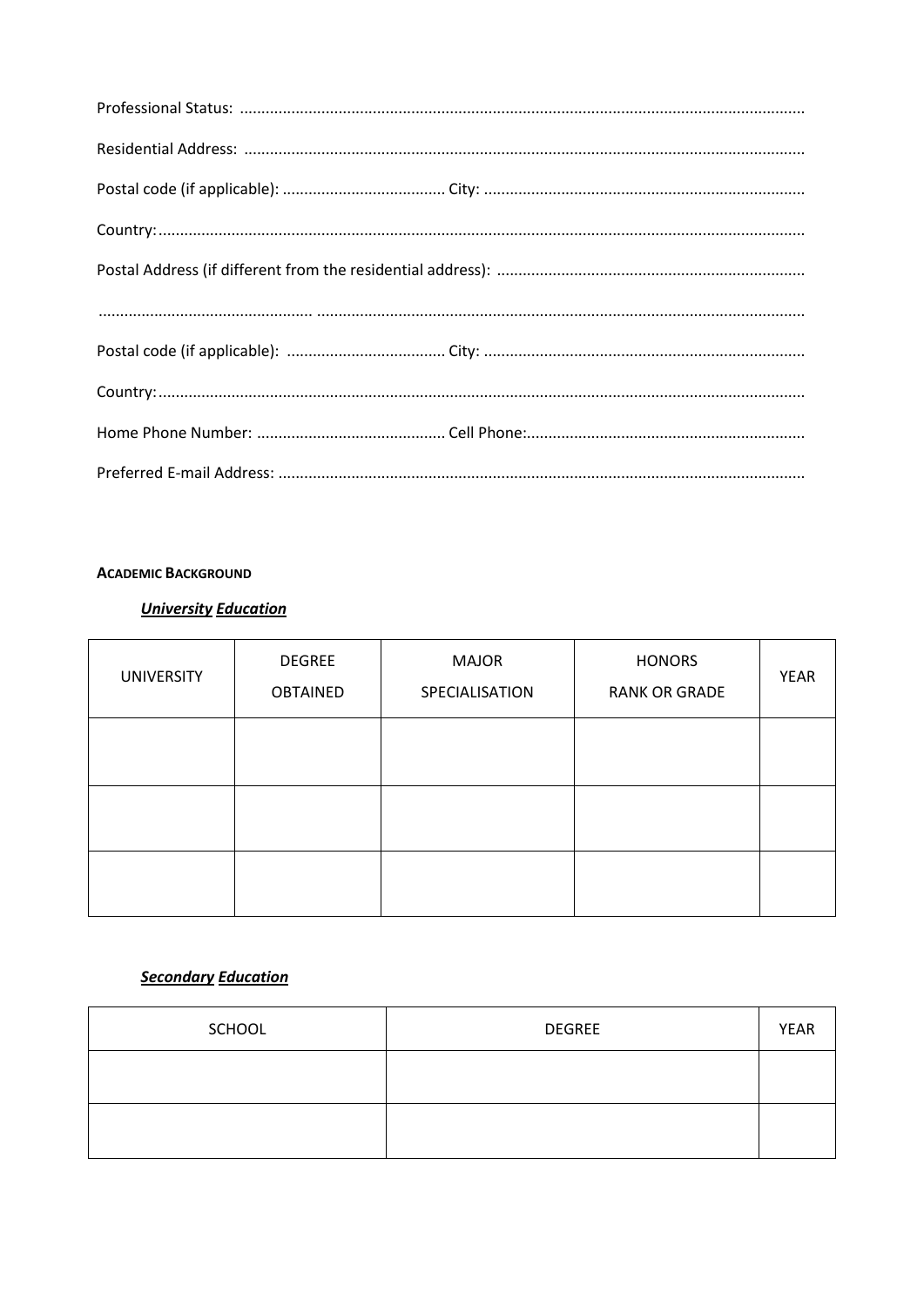Professional Status: ..................................................................................................................................

Residential Address: ..................................................................................................................................

Postal code (if applicable): ...................................... City: ...........................................................................

Country: ..................................................................................................................................................

Postal Address (if different from the residential address): .......................................................................

.................................................. .................................................................................................................

Postal code (if applicable): ..................................... City: ...........................................................................

Country: ..................................................................................................................................................

Home Phone Number: ............................................ Cell Phone: .................................................................

Preferred E-mail Address: .........................................................................................................................

**ACADEMIC BACKGROUND**

***University Education***

| UNIVERSITY | DEGREE OBTAINED | MAJOR SPECIALISATION | HONORS RANK OR GRADE | YEAR |
|---|---|---|---|---|
| | | | | |
| | | | | |
| | | | | |

***Secondary Education***

| SCHOOL | DEGREE | YEAR |
|---|---|---|
| | | |
| | | |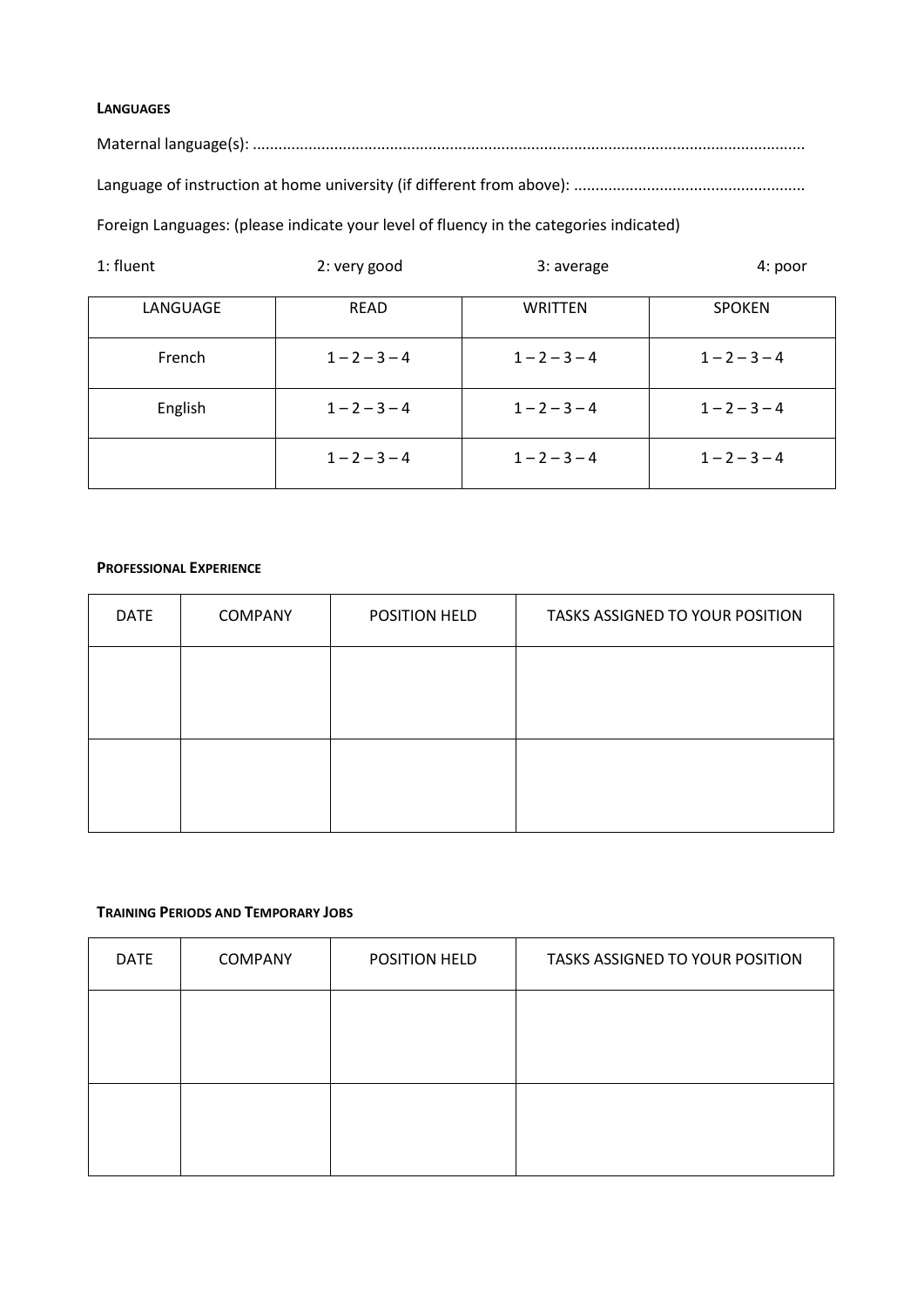**LANGUAGES**

Maternal language(s): ...............................................................................................................................

Language of instruction at home university (if different from above): .....................................................

Foreign Languages: (please indicate your level of fluency in the categories indicated)

1: fluent 2: very good 3: average 4: poor

| LANGUAGE | READ | WRITTEN | SPOKEN |
|---|---|---|---|
| French | 1 – 2 – 3 – 4 | 1 – 2 – 3 – 4 | 1 – 2 – 3 – 4 |
| English | 1 – 2 – 3 – 4 | 1 – 2 – 3 – 4 | 1 – 2 – 3 – 4 |
| | 1 – 2 – 3 – 4 | 1 – 2 – 3 – 4 | 1 – 2 – 3 – 4 |

**PROFESSIONAL EXPERIENCE**

| DATE | COMPANY | POSITION HELD | TASKS ASSIGNED TO YOUR POSITION |
|---|---|---|---|
| | | | |
| | | | |

**TRAINING PERIODS AND TEMPORARY JOBS**

| DATE | COMPANY | POSITION HELD | TASKS ASSIGNED TO YOUR POSITION |
|---|---|---|---|
| | | | |
| | | | |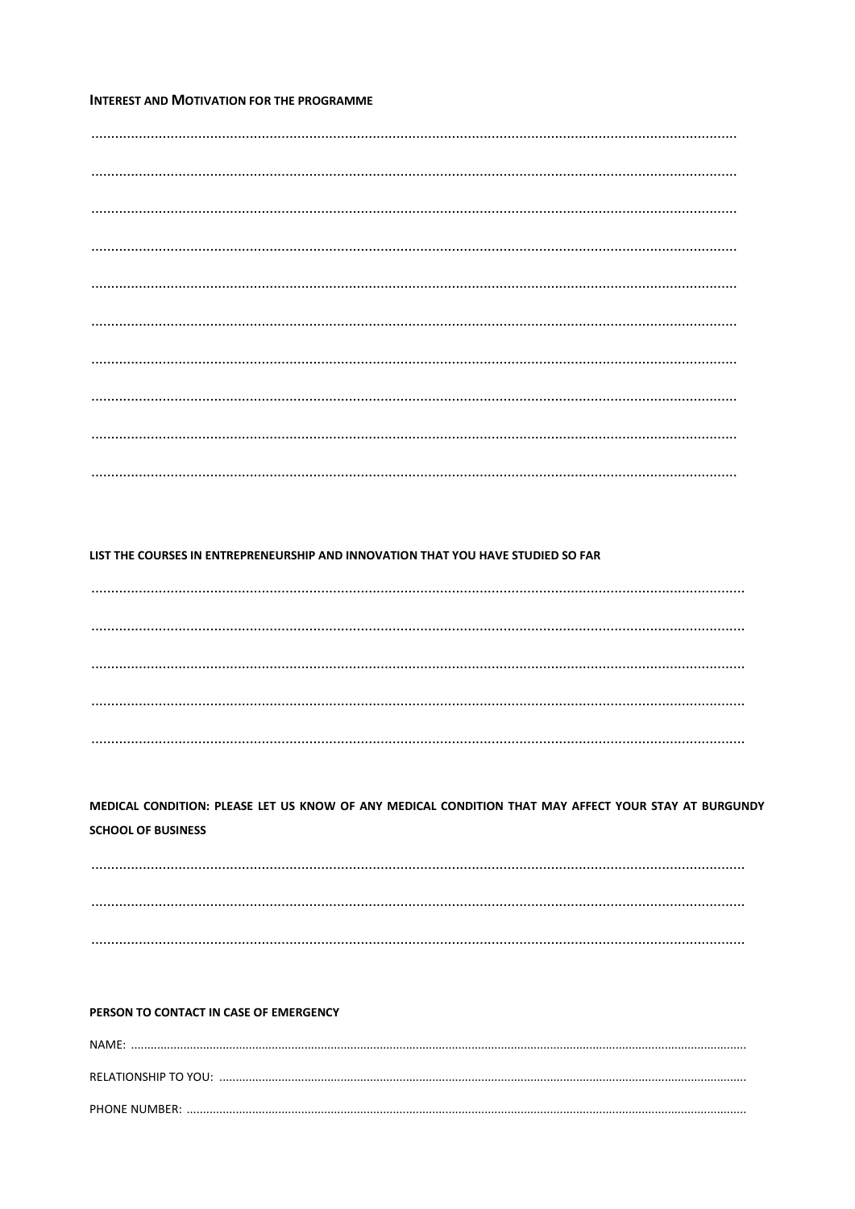**INTEREST AND MOTIVATION FOR THE PROGRAMME**

.................................................................................................................................................................

.................................................................................................................................................................

.................................................................................................................................................................

.................................................................................................................................................................

.................................................................................................................................................................

.................................................................................................................................................................

.................................................................................................................................................................

.................................................................................................................................................................

.................................................................................................................................................................

.................................................................................................................................................................

**LIST THE COURSES IN ENTREPRENEURSHIP AND INNOVATION THAT YOU HAVE STUDIED SO FAR**

.................................................................................................................................................................

.................................................................................................................................................................

.................................................................................................................................................................

.................................................................................................................................................................

.................................................................................................................................................................

**MEDICAL CONDITION: PLEASE LET US KNOW OF ANY MEDICAL CONDITION THAT MAY AFFECT YOUR STAY AT BURGUNDY SCHOOL OF BUSINESS**

.................................................................................................................................................................

.................................................................................................................................................................

.................................................................................................................................................................

**PERSON TO CONTACT IN CASE OF EMERGENCY**

NAME: .................................................................................................................................................................

RELATIONSHIP TO YOU: ..........................................................................................................................................

PHONE NUMBER: ...................................................................................................................................................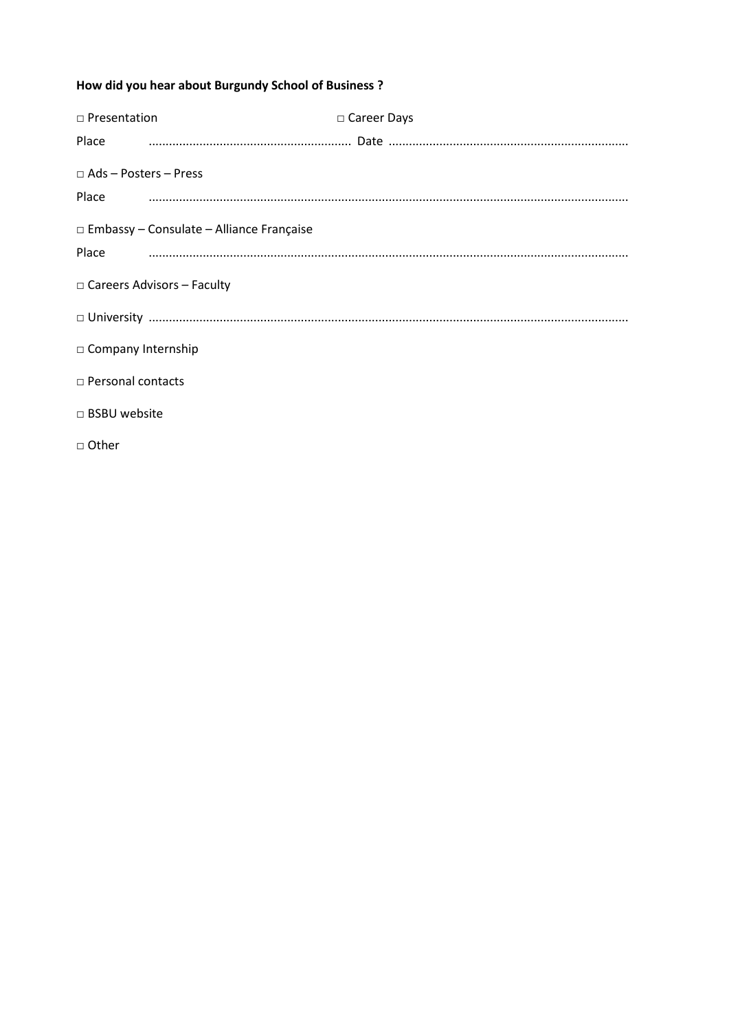**How did you hear about Burgundy School of Business ?**

□ Presentation □ Career Days

Place ............................................................ Date .......................................................................

□ Ads – Posters – Press

Place ............................................................................................................................................

□ Embassy – Consulate – Alliance Française

Place ............................................................................................................................................

□ Careers Advisors – Faculty

□ University ............................................................................................................................................

□ Company Internship

□ Personal contacts

□ BSBU website

□ Other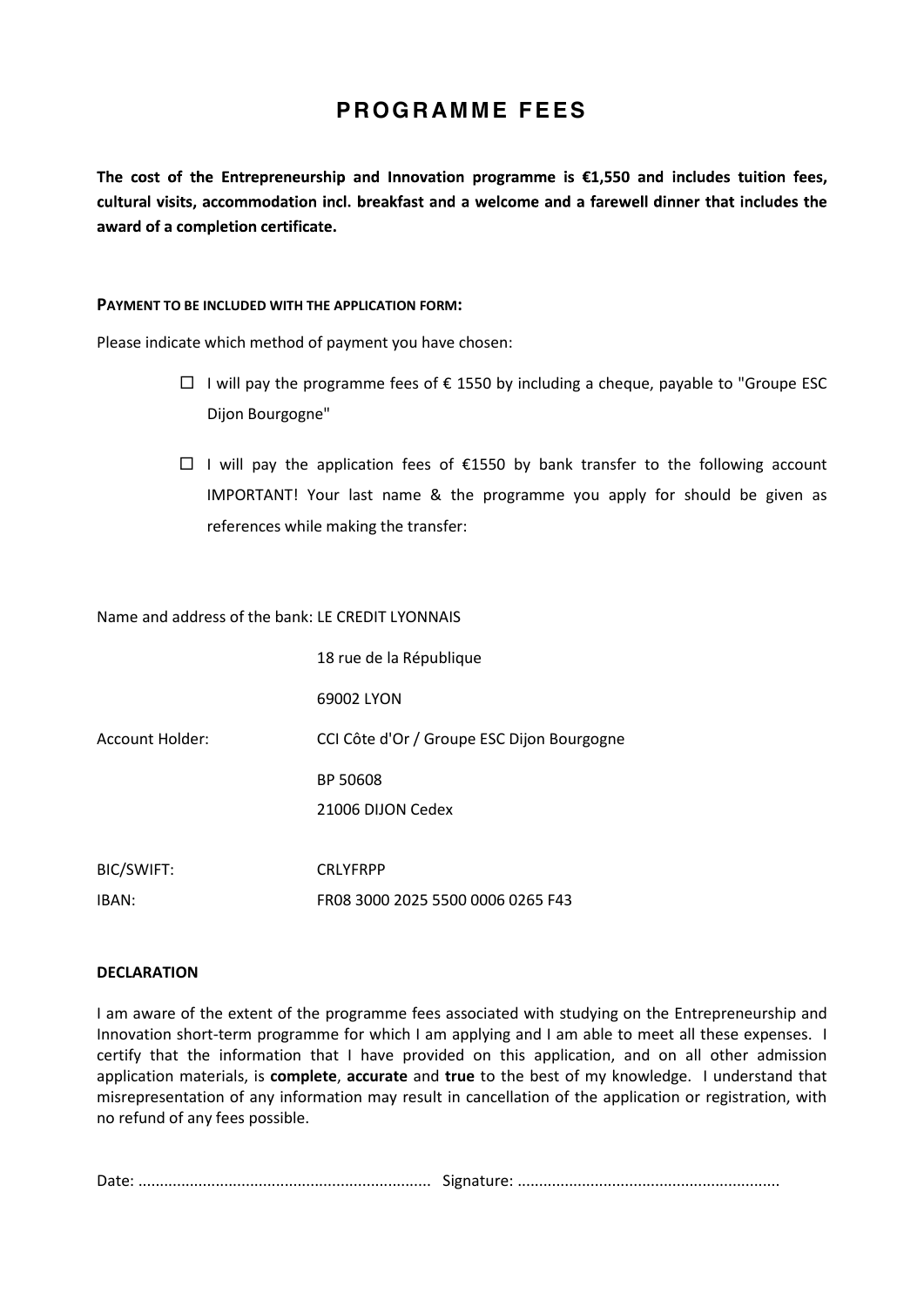# PROGRAMME FEES

**The cost of the Entrepreneurship and Innovation programme is €1,550 and includes tuition fees, cultural visits, accommodation incl. breakfast and a welcome and a farewell dinner that includes the award of a completion certificate.**

**PAYMENT TO BE INCLUDED WITH THE APPLICATION FORM:**

Please indicate which method of payment you have chosen:

- ☐ I will pay the programme fees of € 1550 by including a cheque, payable to "Groupe ESC Dijon Bourgogne"
- ☐ I will pay the application fees of €1550 by bank transfer to the following account IMPORTANT! Your last name & the programme you apply for should be given as references while making the transfer:

Name and address of the bank: LE CREDIT LYONNAIS
18 rue de la République
69002 LYON

Account Holder: CCI Côte d'Or / Groupe ESC Dijon Bourgogne
BP 50608
21006 DIJON Cedex

BIC/SWIFT: CRLYFRPP

IBAN: FR08 3000 2025 5500 0006 0265 F43

**DECLARATION**

I am aware of the extent of the programme fees associated with studying on the Entrepreneurship and Innovation short-term programme for which I am applying and I am able to meet all these expenses. I certify that the information that I have provided on this application, and on all other admission application materials, is **complete**, **accurate** and **true** to the best of my knowledge. I understand that misrepresentation of any information may result in cancellation of the application or registration, with no refund of any fees possible.

Date: ................................................................... Signature: ............................................................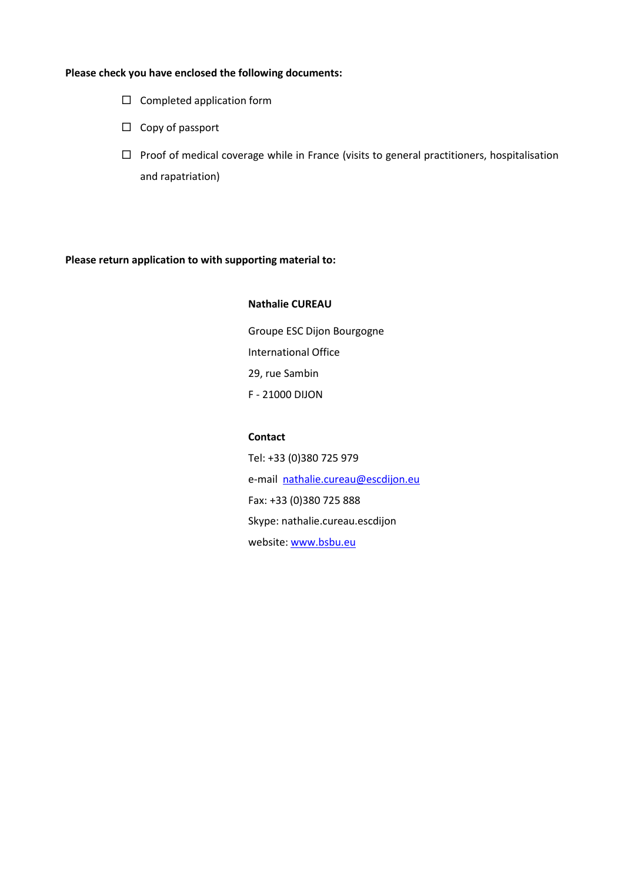**Please check you have enclosed the following documents:**

- ☐ Completed application form
- ☐ Copy of passport
- ☐ Proof of medical coverage while in France (visits to general practitioners, hospitalisation and rapatriation)

**Please return application to with supporting material to:**

**Nathalie CUREAU**

Groupe ESC Dijon Bourgogne
International Office
29, rue Sambin
F - 21000 DIJON

**Contact**

Tel: +33 (0)380 725 979
e-mail [nathalie.cureau@escdijon.eu](mailto:nathalie.cureau@escdijon.eu)
Fax: +33 (0)380 725 888
Skype: nathalie.cureau.escdijon
website: [www.bsbu.eu](http://www.bsbu.eu)